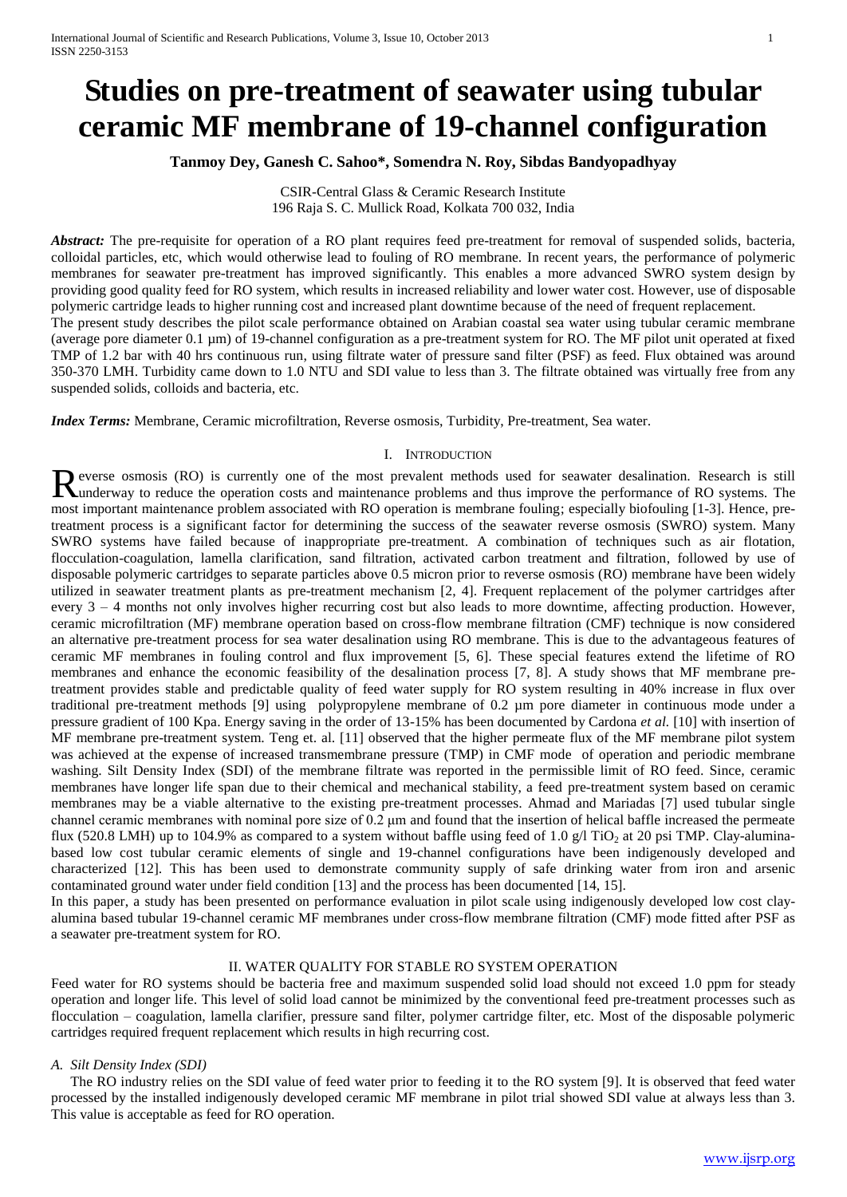# Studies on pre-treatment of seawater using tubular ceramic MF membrane of 19-channel configuration

**Tanmoy Dey, Ganesh C. Sahoo\*, Somendra N. Roy, Sibdas Bandyopadhyay**

CSIR-Central Glass & Ceramic Research Institute
196 Raja S. C. Mullick Road, Kolkata 700 032, India

***Abstract:*** The pre-requisite for operation of a RO plant requires feed pre-treatment for removal of suspended solids, bacteria, colloidal particles, etc, which would otherwise lead to fouling of RO membrane. In recent years, the performance of polymeric membranes for seawater pre-treatment has improved significantly. This enables a more advanced SWRO system design by providing good quality feed for RO system, which results in increased reliability and lower water cost. However, use of disposable polymeric cartridge leads to higher running cost and increased plant downtime because of the need of frequent replacement.

The present study describes the pilot scale performance obtained on Arabian coastal sea water using tubular ceramic membrane (average pore diameter 0.1 µm) of 19-channel configuration as a pre-treatment system for RO. The MF pilot unit operated at fixed TMP of 1.2 bar with 40 hrs continuous run, using filtrate water of pressure sand filter (PSF) as feed. Flux obtained was around 350-370 LMH. Turbidity came down to 1.0 NTU and SDI value to less than 3. The filtrate obtained was virtually free from any suspended solids, colloids and bacteria, etc.

***Index Terms:*** Membrane, Ceramic microfiltration, Reverse osmosis, Turbidity, Pre-treatment, Sea water.

## I. Introduction

Reverse osmosis (RO) is currently one of the most prevalent methods used for seawater desalination. Research is still underway to reduce the operation costs and maintenance problems and thus improve the performance of RO systems. The most important maintenance problem associated with RO operation is membrane fouling; especially biofouling [1-3]. Hence, pre-treatment process is a significant factor for determining the success of the seawater reverse osmosis (SWRO) system. Many SWRO systems have failed because of inappropriate pre-treatment. A combination of techniques such as air flotation, flocculation-coagulation, lamella clarification, sand filtration, activated carbon treatment and filtration, followed by use of disposable polymeric cartridges to separate particles above 0.5 micron prior to reverse osmosis (RO) membrane have been widely utilized in seawater treatment plants as pre-treatment mechanism [2, 4]. Frequent replacement of the polymer cartridges after every 3 – 4 months not only involves higher recurring cost but also leads to more downtime, affecting production. However, ceramic microfiltration (MF) membrane operation based on cross-flow membrane filtration (CMF) technique is now considered an alternative pre-treatment process for sea water desalination using RO membrane. This is due to the advantageous features of ceramic MF membranes in fouling control and flux improvement [5, 6]. These special features extend the lifetime of RO membranes and enhance the economic feasibility of the desalination process [7, 8]. A study shows that MF membrane pre-treatment provides stable and predictable quality of feed water supply for RO system resulting in 40% increase in flux over traditional pre-treatment methods [9] using polypropylene membrane of 0.2 µm pore diameter in continuous mode under a pressure gradient of 100 Kpa. Energy saving in the order of 13-15% has been documented by Cardona *et al.* [10] with insertion of MF membrane pre-treatment system. Teng et. al. [11] observed that the higher permeate flux of the MF membrane pilot system was achieved at the expense of increased transmembrane pressure (TMP) in CMF mode of operation and periodic membrane washing. Silt Density Index (SDI) of the membrane filtrate was reported in the permissible limit of RO feed. Since, ceramic membranes have longer life span due to their chemical and mechanical stability, a feed pre-treatment system based on ceramic membranes may be a viable alternative to the existing pre-treatment processes. Ahmad and Mariadas [7] used tubular single channel ceramic membranes with nominal pore size of 0.2 µm and found that the insertion of helical baffle increased the permeate flux (520.8 LMH) up to 104.9% as compared to a system without baffle using feed of 1.0 g/l $TiO_2$ at 20 psi TMP. Clay-alumina-based low cost tubular ceramic elements of single and 19-channel configurations have been indigenously developed and characterized [12]. This has been used to demonstrate community supply of safe drinking water from iron and arsenic contaminated ground water under field condition [13] and the process has been documented [14, 15].

In this paper, a study has been presented on performance evaluation in pilot scale using indigenously developed low cost clay-alumina based tubular 19-channel ceramic MF membranes under cross-flow membrane filtration (CMF) mode fitted after PSF as a seawater pre-treatment system for RO.

## II. Water Quality for Stable RO System Operation

Feed water for RO systems should be bacteria free and maximum suspended solid load should not exceed 1.0 ppm for steady operation and longer life. This level of solid load cannot be minimized by the conventional feed pre-treatment processes such as flocculation – coagulation, lamella clarifier, pressure sand filter, polymer cartridge filter, etc. Most of the disposable polymeric cartridges required frequent replacement which results in high recurring cost.

### *A. Silt Density Index (SDI)*

The RO industry relies on the SDI value of feed water prior to feeding it to the RO system [9]. It is observed that feed water processed by the installed indigenously developed ceramic MF membrane in pilot trial showed SDI value at always less than 3. This value is acceptable as feed for RO operation.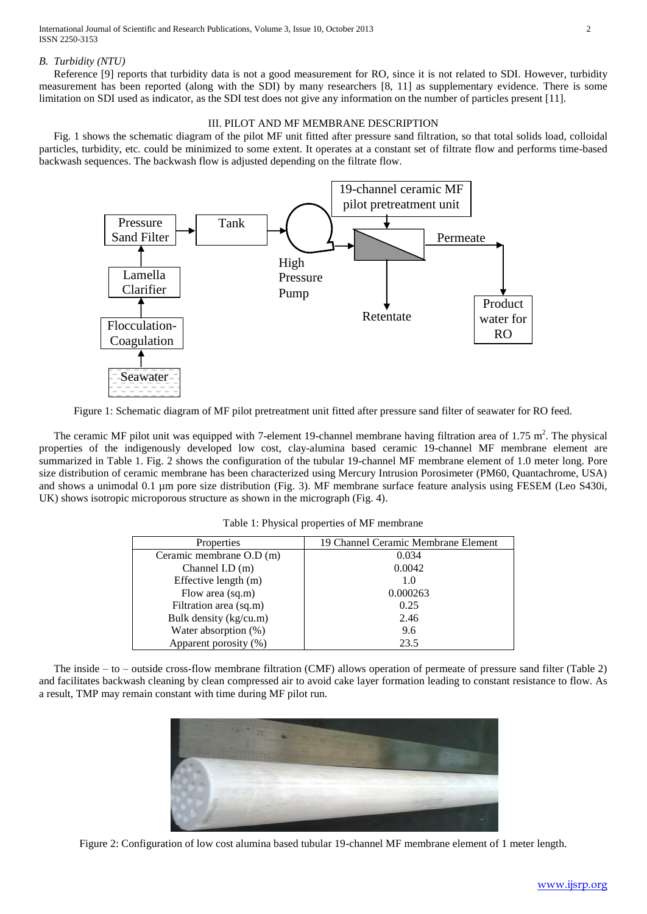### B. *Turbidity (NTU)*

Reference [9] reports that turbidity data is not a good measurement for RO, since it is not related to SDI. However, turbidity measurement has been reported (along with the SDI) by many researchers [8, 11] as supplementary evidence. There is some limitation on SDI used as indicator, as the SDI test does not give any information on the number of particles present [11].

## III. PILOT AND MF MEMBRANE DESCRIPTION

Fig. 1 shows the schematic diagram of the pilot MF unit fitted after pressure sand filtration, so that total solids load, colloidal particles, turbidity, etc. could be minimized to some extent. It operates at a constant set of filtrate flow and performs time-based backwash sequences. The backwash flow is adjusted depending on the filtrate flow.

Seawater
Flocculation-Coagulation
Lamella Clarifier
Pressure Sand Filter
Tank
High Pressure Pump
19-channel ceramic MF pilot pretreatment unit
Permeate
Retentate
Product water for RO

Figure 1: Schematic diagram of MF pilot pretreatment unit fitted after pressure sand filter of seawater for RO feed.

The ceramic MF pilot unit was equipped with 7-element 19-channel membrane having filtration area of 1.75 $m^2$. The physical properties of the indigenously developed low cost, clay-alumina based ceramic 19-channel MF membrane element are summarized in Table 1. Fig. 2 shows the configuration of the tubular 19-channel MF membrane element of 1.0 meter long. Pore size distribution of ceramic membrane has been characterized using Mercury Intrusion Porosimeter (PM60, Quantachrome, USA) and shows a unimodal 0.1 µm pore size distribution (Fig. 3). MF membrane surface feature analysis using FESEM (Leo S430i, UK) shows isotropic microporous structure as shown in the micrograph (Fig. 4).

Table 1: Physical properties of MF membrane

| Properties | 19 Channel Ceramic Membrane Element |
|---|---|
| Ceramic membrane O.D (m) | 0.034 |
| Channel I.D (m) | 0.0042 |
| Effective length (m) | 1.0 |
| Flow area (sq.m) | 0.000263 |
| Filtration area (sq.m) | 0.25 |
| Bulk density (kg/cu.m) | 2.46 |
| Water absorption (%) | 9.6 |
| Apparent porosity (%) | 23.5 |

The inside – to – outside cross-flow membrane filtration (CMF) allows operation of permeate of pressure sand filter (Table 2) and facilitates backwash cleaning by clean compressed air to avoid cake layer formation leading to constant resistance to flow. As a result, TMP may remain constant with time during MF pilot run.

Figure 2: Configuration of low cost alumina based tubular 19-channel MF membrane element of 1 meter length.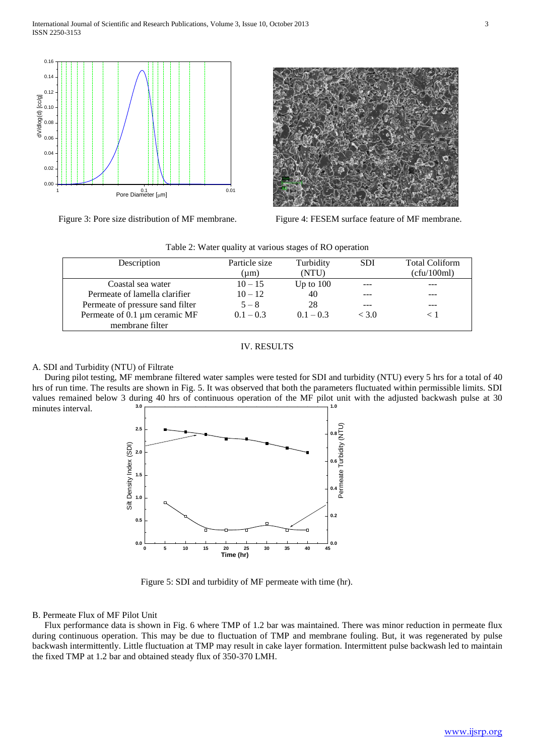dV/dlog(d) [cc/g]

0.16
0.14
0.12
0.10
0.08
0.06
0.04
0.02
0.00

1
0.1
0.01

Pore Diameter [µm]

Figure 3: Pore size distribution of MF membrane.

Figure 4: FESEM surface feature of MF membrane.

Table 2: Water quality at various stages of RO operation

| Description | Particle size (µm) | Turbidity (NTU) | SDI | Total Coliform (cfu/100ml) |
|---|---|---|---|---|
| Coastal sea water | 10 – 15 | Up to 100 | --- | --- |
| Permeate of lamella clarifier | 10 – 12 | 40 | --- | --- |
| Permeate of pressure sand filter | 5 – 8 | 28 | --- | --- |
| Permeate of 0.1 µm ceramic MF membrane filter | 0.1 – 0.3 | 0.1 – 0.3 | < 3.0 | < 1 |

## IV. RESULTS

### A. SDI and Turbidity (NTU) of Filtrate

During pilot testing, MF membrane filtered water samples were tested for SDI and turbidity (NTU) every 5 hrs for a total of 40 hrs of run time. The results are shown in Fig. 5. It was observed that both the parameters fluctuated within permissible limits. SDI values remained below 3 during 40 hrs of continuous operation of the MF pilot unit with the adjusted backwash pulse at 30 minutes interval.

Silt Density Index (SDI)

3.0
2.5
2.0
1.5
1.0
0.5
0.0

Permeate Turbidity (NTU)

1.0
0.8
0.6
0.4
0.2
0.0

0
5
10
15
20
25
30
35
40
45

Time (hr)

Figure 5: SDI and turbidity of MF permeate with time (hr).

### B. Permeate Flux of MF Pilot Unit

Flux performance data is shown in Fig. 6 where TMP of 1.2 bar was maintained. There was minor reduction in permeate flux during continuous operation. This may be due to fluctuation of TMP and membrane fouling. But, it was regenerated by pulse backwash intermittently. Little fluctuation at TMP may result in cake layer formation. Intermittent pulse backwash led to maintain the fixed TMP at 1.2 bar and obtained steady flux of 350-370 LMH.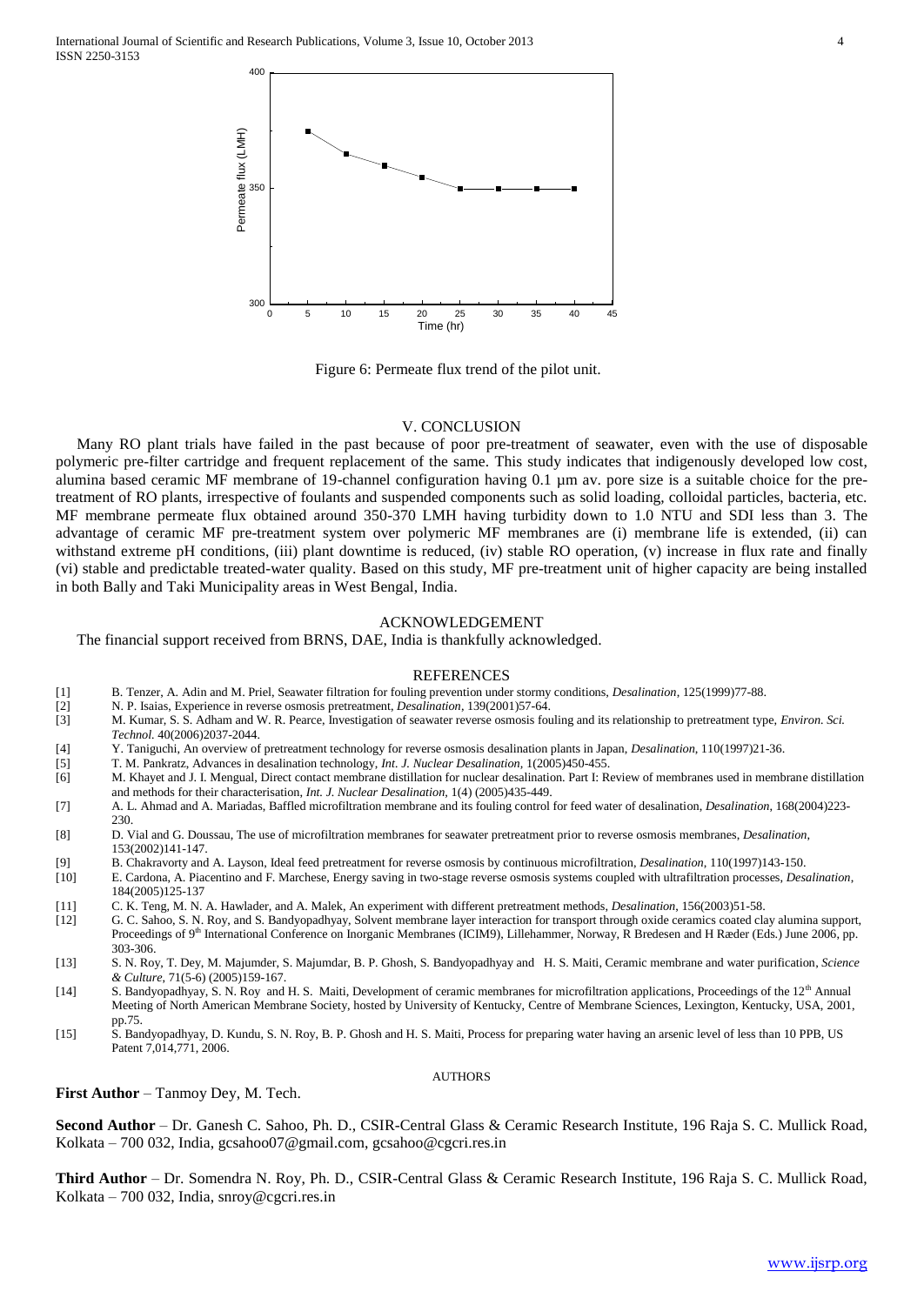400

Permeate flux (LMH)

350

300

0 5 10 15 20 25 30 35 40 45

Time (hr)

Figure 6: Permeate flux trend of the pilot unit.

## V. CONCLUSION

Many RO plant trials have failed in the past because of poor pre-treatment of seawater, even with the use of disposable polymeric pre-filter cartridge and frequent replacement of the same. This study indicates that indigenously developed low cost, alumina based ceramic MF membrane of 19-channel configuration having 0.1 µm av. pore size is a suitable choice for the pre-treatment of RO plants, irrespective of foulants and suspended components such as solid loading, colloidal particles, bacteria, etc. MF membrane permeate flux obtained around 350-370 LMH having turbidity down to 1.0 NTU and SDI less than 3. The advantage of ceramic MF pre-treatment system over polymeric MF membranes are (i) membrane life is extended, (ii) can withstand extreme pH conditions, (iii) plant downtime is reduced, (iv) stable RO operation, (v) increase in flux rate and finally (vi) stable and predictable treated-water quality. Based on this study, MF pre-treatment unit of higher capacity are being installed in both Bally and Taki Municipality areas in West Bengal, India.

## ACKNOWLEDGEMENT

The financial support received from BRNS, DAE, India is thankfully acknowledged.

## REFERENCES

[1] B. Tenzer, A. Adin and M. Priel, Seawater filtration for fouling prevention under stormy conditions, *Desalination*, 125(1999)77-88.

[2] N. P. Isaias, Experience in reverse osmosis pretreatment, *Desalination*, 139(2001)57-64.

[3] M. Kumar, S. S. Adham and W. R. Pearce, Investigation of seawater reverse osmosis fouling and its relationship to pretreatment type, *Environ. Sci. Technol.* 40(2006)2037-2044.

[4] Y. Taniguchi, An overview of pretreatment technology for reverse osmosis desalination plants in Japan, *Desalination*, 110(1997)21-36.

[5] T. M. Pankratz, Advances in desalination technology, *Int. J. Nuclear Desalination*, 1(2005)450-455.

[6] M. Khayet and J. I. Mengual, Direct contact membrane distillation for nuclear desalination. Part I: Review of membranes used in membrane distillation and methods for their characterisation, *Int. J. Nuclear Desalination*, 1(4) (2005)435-449.

[7] A. L. Ahmad and A. Mariadas, Baffled microfiltration membrane and its fouling control for feed water of desalination, *Desalination*, 168(2004)223-230.

[8] D. Vial and G. Doussau, The use of microfiltration membranes for seawater pretreatment prior to reverse osmosis membranes, *Desalination*, 153(2002)141-147.

[9] B. Chakravorty and A. Layson, Ideal feed pretreatment for reverse osmosis by continuous microfiltration, *Desalination*, 110(1997)143-150.

[10] E. Cardona, A. Piacentino and F. Marchese, Energy saving in two-stage reverse osmosis systems coupled with ultrafiltration processes, *Desalination*, 184(2005)125-137

[11] C. K. Teng, M. N. A. Hawlader, and A. Malek, An experiment with different pretreatment methods, *Desalination*, 156(2003)51-58.

[12] G. C. Sahoo, S. N. Roy, and S. Bandyopadhyay, Solvent membrane layer interaction for transport through oxide ceramics coated clay alumina support, Proceedings of 9th International Conference on Inorganic Membranes (ICIM9), Lillehammer, Norway, R Bredesen and H Ræder (Eds.) June 2006, pp. 303-306.

[13] S. N. Roy, T. Dey, M. Majumder, S. Majumdar, B. P. Ghosh, S. Bandyopadhyay and H. S. Maiti, Ceramic membrane and water purification, *Science & Culture*, 71(5-6) (2005)159-167.

[14] S. Bandyopadhyay, S. N. Roy and H. S. Maiti, Development of ceramic membranes for microfiltration applications, Proceedings of the 12th Annual Meeting of North American Membrane Society, hosted by University of Kentucky, Centre of Membrane Sciences, Lexington, Kentucky, USA, 2001, pp.75.

[15] S. Bandyopadhyay, D. Kundu, S. N. Roy, B. P. Ghosh and H. S. Maiti, Process for preparing water having an arsenic level of less than 10 PPB, US Patent 7,014,771, 2006.

## AUTHORS

**First Author** – Tanmoy Dey, M. Tech.

**Second Author** – Dr. Ganesh C. Sahoo, Ph. D., CSIR-Central Glass & Ceramic Research Institute, 196 Raja S. C. Mullick Road, Kolkata – 700 032, India, gcsahoo07@gmail.com, gcsahoo@cgcri.res.in

**Third Author** – Dr. Somendra N. Roy, Ph. D., CSIR-Central Glass & Ceramic Research Institute, 196 Raja S. C. Mullick Road, Kolkata – 700 032, India, snroy@cgcri.res.in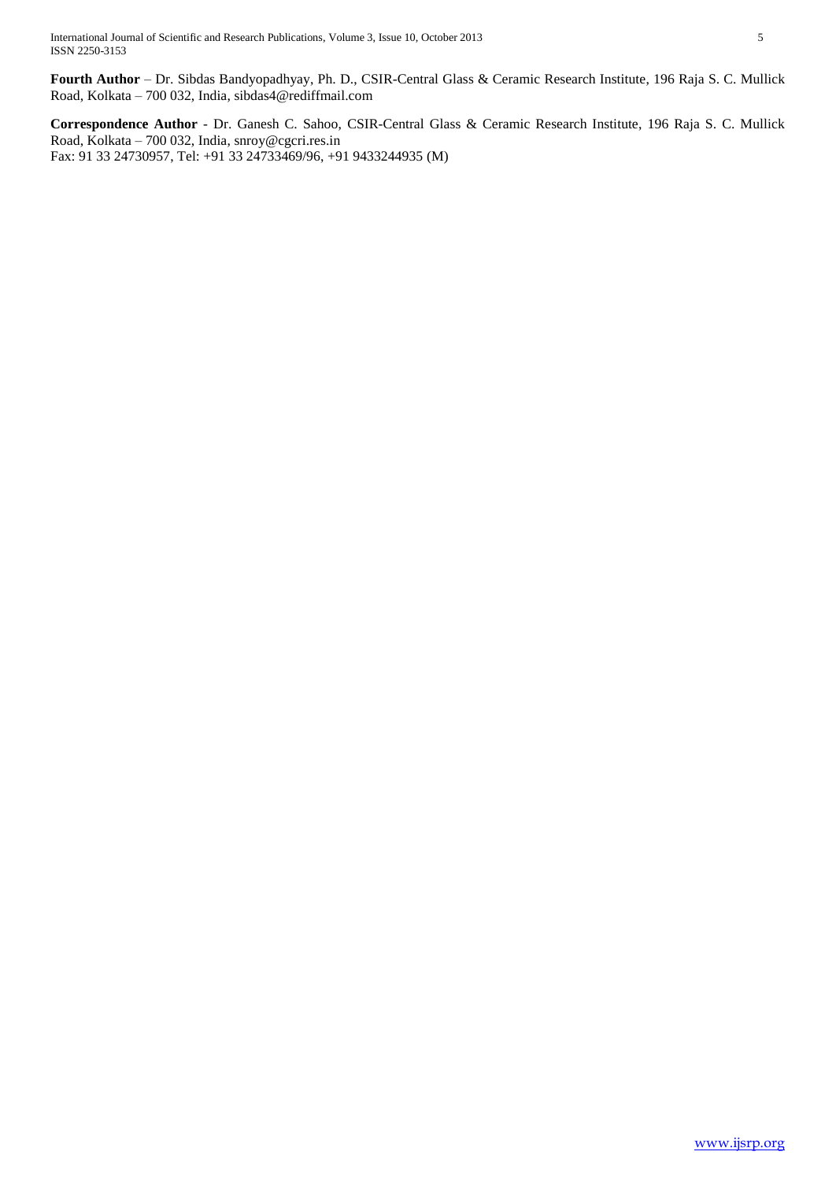**Fourth Author** – Dr. Sibdas Bandyopadhyay, Ph. D., CSIR-Central Glass & Ceramic Research Institute, 196 Raja S. C. Mullick Road, Kolkata – 700 032, India, sibdas4@rediffmail.com

**Correspondence Author** - Dr. Ganesh C. Sahoo, CSIR-Central Glass & Ceramic Research Institute, 196 Raja S. C. Mullick Road, Kolkata – 700 032, India, snroy@cgcri.res.in
Fax: 91 33 24730957, Tel: +91 33 24733469/96, +91 9433244935 (M)